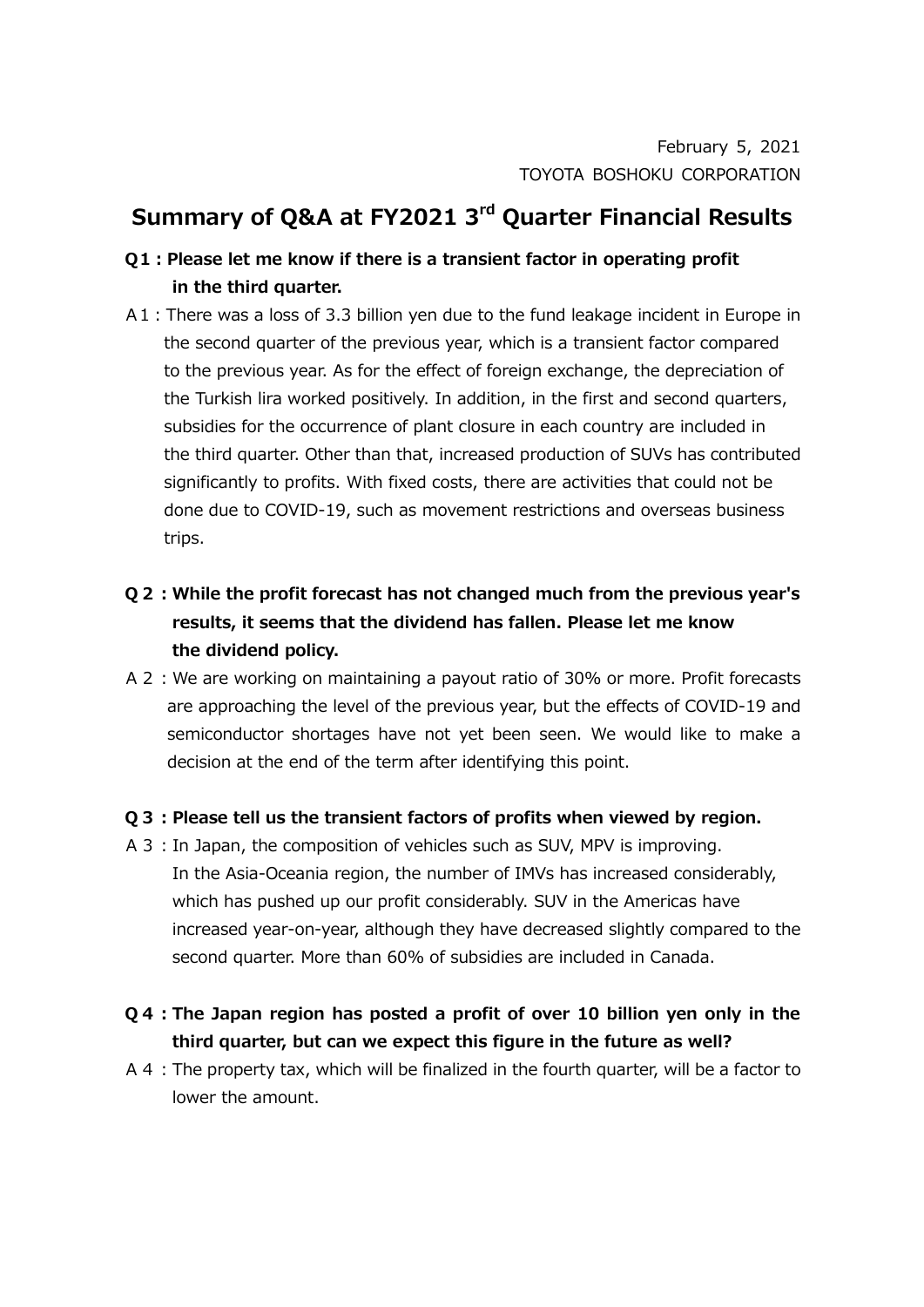February 5, 2021
TOYOTA BOSHOKU CORPORATION

# Summary of Q&A at FY2021 3rd Quarter Financial Results

**Q1 : Please let me know if there is a transient factor in operating profit in the third quarter.**

A1 : There was a loss of 3.3 billion yen due to the fund leakage incident in Europe in the second quarter of the previous year, which is a transient factor compared to the previous year. As for the effect of foreign exchange, the depreciation of the Turkish lira worked positively. In addition, in the first and second quarters, subsidies for the occurrence of plant closure in each country are included in the third quarter. Other than that, increased production of SUVs has contributed significantly to profits. With fixed costs, there are activities that could not be done due to COVID-19, such as movement restrictions and overseas business trips.

**Q2 : While the profit forecast has not changed much from the previous year's results, it seems that the dividend has fallen. Please let me know the dividend policy.**

A2 : We are working on maintaining a payout ratio of 30% or more. Profit forecasts are approaching the level of the previous year, but the effects of COVID-19 and semiconductor shortages have not yet been seen. We would like to make a decision at the end of the term after identifying this point.

**Q3 : Please tell us the transient factors of profits when viewed by region.**

A3 : In Japan, the composition of vehicles such as SUV, MPV is improving. In the Asia-Oceania region, the number of IMVs has increased considerably, which has pushed up our profit considerably. SUV in the Americas have increased year-on-year, although they have decreased slightly compared to the second quarter. More than 60% of subsidies are included in Canada.

**Q4 : The Japan region has posted a profit of over 10 billion yen only in the third quarter, but can we expect this figure in the future as well?**

A4 : The property tax, which will be finalized in the fourth quarter, will be a factor to lower the amount.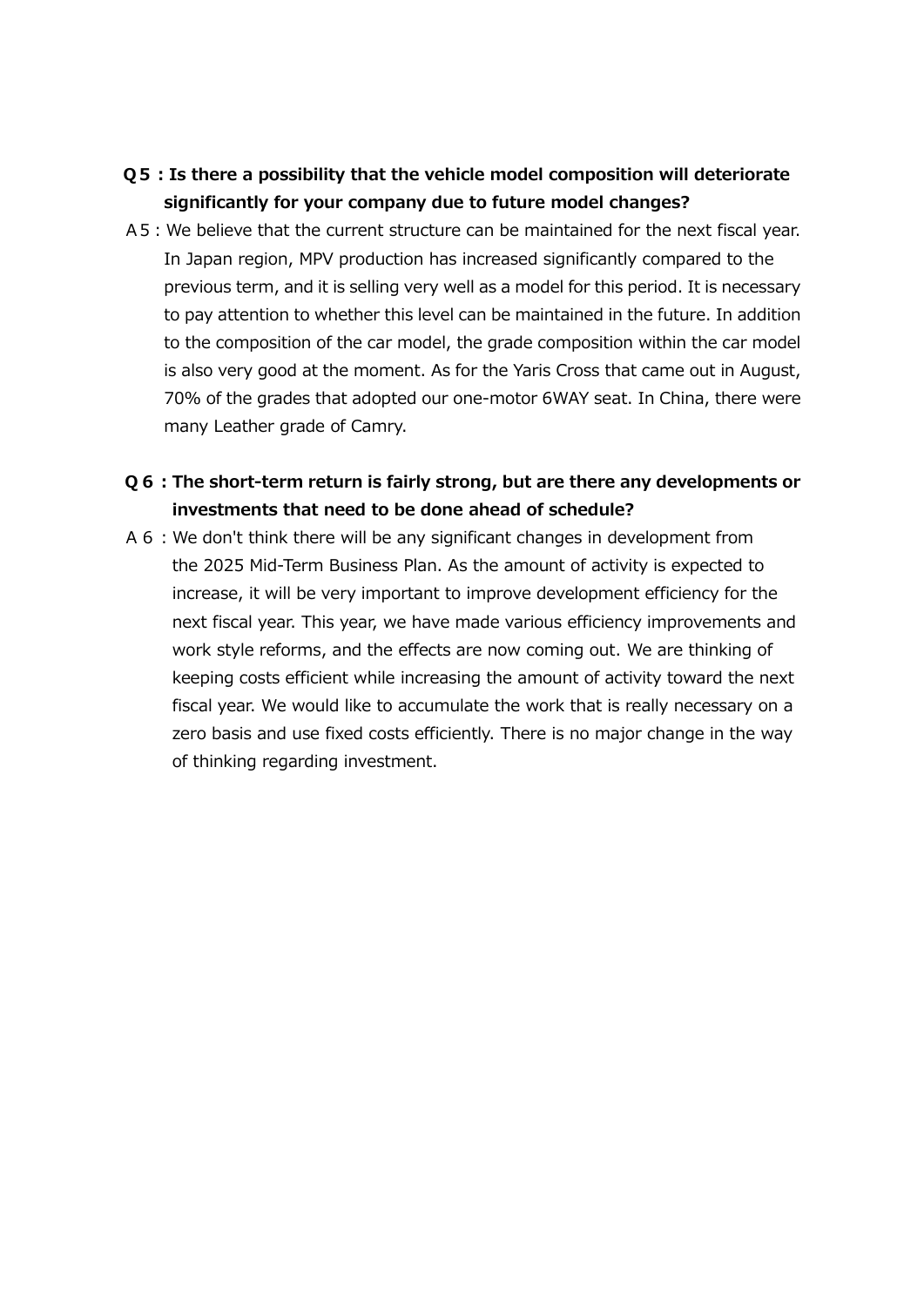**Q５：Is there a possibility that the vehicle model composition will deteriorate significantly for your company due to future model changes?**

A５: We believe that the current structure can be maintained for the next fiscal year. In Japan region, MPV production has increased significantly compared to the previous term, and it is selling very well as a model for this period. It is necessary to pay attention to whether this level can be maintained in the future. In addition to the composition of the car model, the grade composition within the car model is also very good at the moment. As for the Yaris Cross that came out in August, 70% of the grades that adopted our one-motor 6WAY seat. In China, there were many Leather grade of Camry.

**Q６：The short-term return is fairly strong, but are there any developments or investments that need to be done ahead of schedule?**

A６：We don't think there will be any significant changes in development from the 2025 Mid-Term Business Plan. As the amount of activity is expected to increase, it will be very important to improve development efficiency for the next fiscal year. This year, we have made various efficiency improvements and work style reforms, and the effects are now coming out. We are thinking of keeping costs efficient while increasing the amount of activity toward the next fiscal year. We would like to accumulate the work that is really necessary on a zero basis and use fixed costs efficiently. There is no major change in the way of thinking regarding investment.